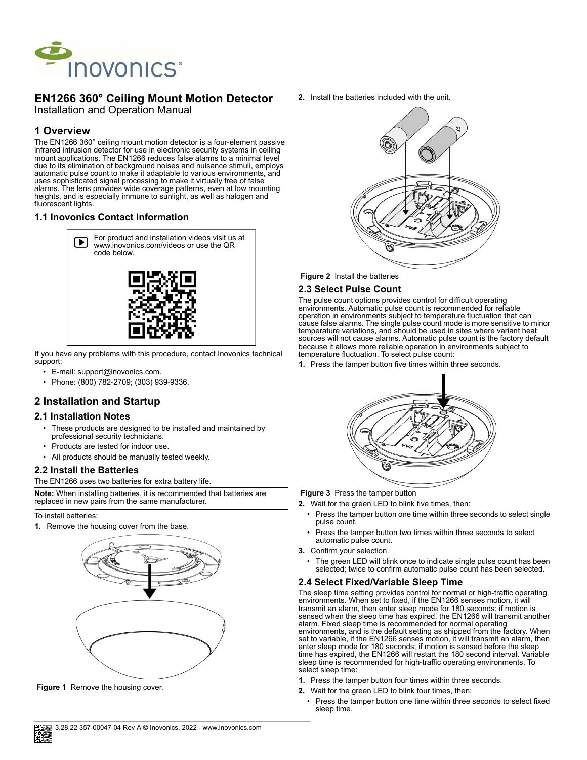# EN1266 360° Ceiling Mount Motion Detector

Installation and Operation Manual

## 1 Overview

The EN1266 360° ceiling mount motion detector is a four-element passive infrared intrusion detector for use in electronic security systems in ceiling mount applications. The EN1266 reduces false alarms to a minimal level due to its elimination of background noises and nuisance stimuli, employs automatic pulse count to make it adaptable to various environments, and uses sophisticated signal processing to make it virtually free of false alarms. The lens provides wide coverage patterns, even at low mounting heights, and is especially immune to sunlight, as well as halogen and fluorescent lights.

### 1.1 Inovonics Contact Information

For product and installation videos visit us at www.inovonics.com/videos or use the QR code below.

If you have any problems with this procedure, contact Inovonics technical support:

- E-mail: support@inovonics.com.
- Phone: (800) 782-2709; (303) 939-9336.

## 2 Installation and Startup

### 2.1 Installation Notes

- These products are designed to be installed and maintained by professional security technicians.
- Products are tested for indoor use.
- All products should be manually tested weekly.

### 2.2 Install the Batteries

The EN1266 uses two batteries for extra battery life.

**Note:** When installing batteries, it is recommended that batteries are replaced in new pairs from the same manufacturer.

To install batteries:

1. Remove the housing cover from the base.

**Figure 1** Remove the housing cover.

2. Install the batteries included with the unit.

**Figure 2** Install the batteries

### 2.3 Select Pulse Count

The pulse count options provides control for difficult operating environments. Automatic pulse count is recommended for reliable operation in environments subject to temperature fluctuation that can cause false alarms. The single pulse count mode is more sensitive to minor temperature variations, and should be used in sites where variant heat sources will not cause alarms. Automatic pulse count is the factory default because it allows more reliable operation in environments subject to temperature fluctuation. To select pulse count:

1. Press the tamper button five times within three seconds.

**Figure 3** Press the tamper button

2. Wait for the green LED to blink five times, then:
   - Press the tamper button one time within three seconds to select single pulse count.
   - Press the tamper button two times within three seconds to select automatic pulse count.
3. Confirm your selection.
   - The green LED will blink once to indicate single pulse count has been selected; twice to confirm automatic pulse count has been selected.

### 2.4 Select Fixed/Variable Sleep Time

The sleep time setting provides control for normal or high-traffic operating environments. When set to fixed, if the EN1266 senses motion, it will transmit an alarm, then enter sleep mode for 180 seconds; if motion is sensed when the sleep time has expired, the EN1266 will transmit another alarm. Fixed sleep time is recommended for normal operating environments, and is the default setting as shipped from the factory. When set to variable, if the EN1266 senses motion, it will transmit an alarm, then enter sleep mode for 180 seconds; if motion is sensed before the sleep time has expired, the EN1266 will restart the 180 second interval. Variable sleep time is recommended for high-traffic operating environments. To select sleep time:

1. Press the tamper button four times within three seconds.
2. Wait for the green LED to blink four times, then:
   - Press the tamper button one time within three seconds to select fixed sleep time.

3.28.22 357-00047-04 Rev A © Inovonics, 2022 - www.inovonics.com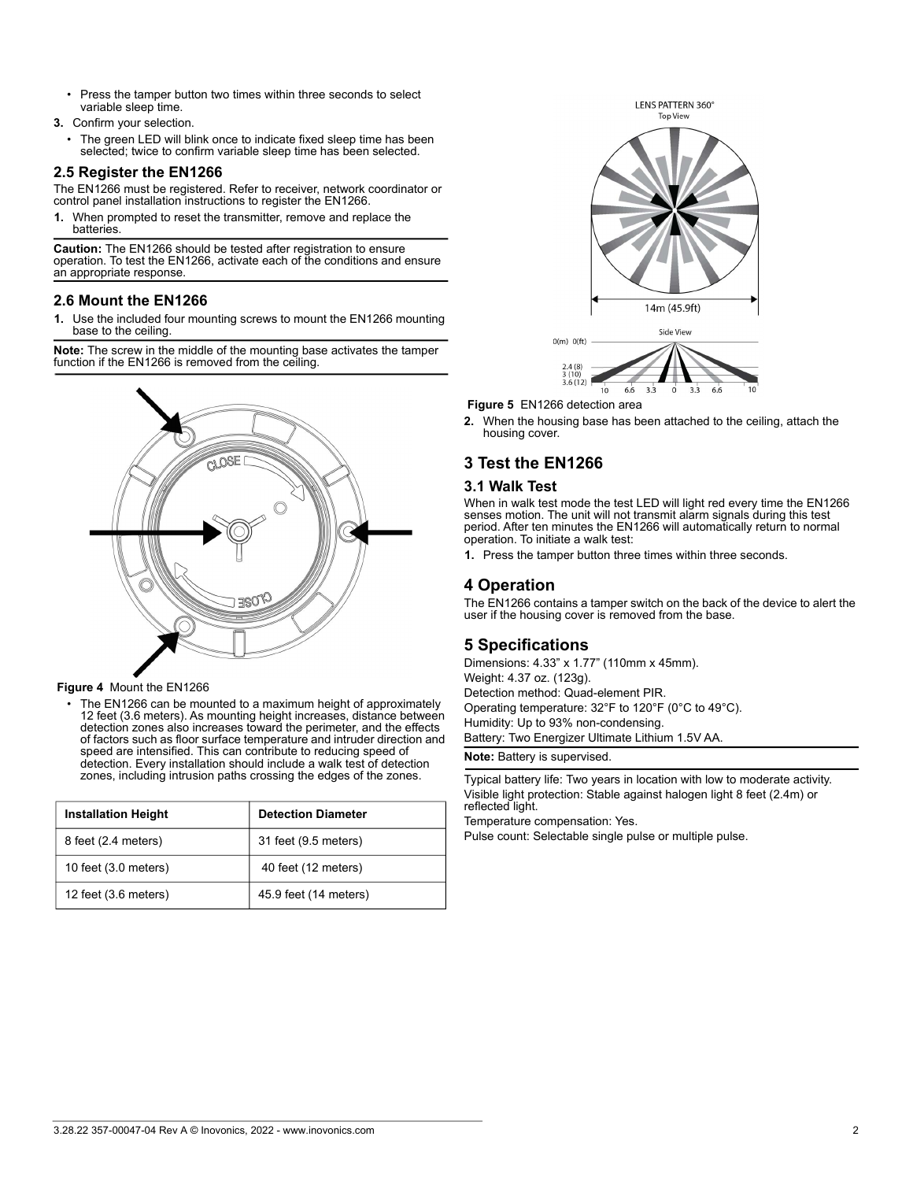- Press the tamper button two times within three seconds to select variable sleep time.

3. Confirm your selection.
   - The green LED will blink once to indicate fixed sleep time has been selected; twice to confirm variable sleep time has been selected.

## 2.5 Register the EN1266

The EN1266 must be registered. Refer to receiver, network coordinator or control panel installation instructions to register the EN1266.

1. When prompted to reset the transmitter, remove and replace the batteries.

**Caution:** The EN1266 should be tested after registration to ensure operation. To test the EN1266, activate each of the conditions and ensure an appropriate response.

## 2.6 Mount the EN1266

1. Use the included four mounting screws to mount the EN1266 mounting base to the ceiling.

**Note:** The screw in the middle of the mounting base activates the tamper function if the EN1266 is removed from the ceiling.

**Figure 4** Mount the EN1266

- The EN1266 can be mounted to a maximum height of approximately 12 feet (3.6 meters). As mounting height increases, distance between detection zones also increases toward the perimeter, and the effects of factors such as floor surface temperature and intruder direction and speed are intensified. This can contribute to reducing speed of detection. Every installation should include a walk test of detection zones, including intrusion paths crossing the edges of the zones.

| Installation Height | Detection Diameter |
| --- | --- |
| 8 feet (2.4 meters) | 31 feet (9.5 meters) |
| 10 feet (3.0 meters) | 40 feet (12 meters) |
| 12 feet (3.6 meters) | 45.9 feet (14 meters) |

**Figure 5** EN1266 detection area

2. When the housing base has been attached to the ceiling, attach the housing cover.

# 3 Test the EN1266

## 3.1 Walk Test

When in walk test mode the test LED will light red every time the EN1266 senses motion. The unit will not transmit alarm signals during this test period. After ten minutes the EN1266 will automatically return to normal operation. To initiate a walk test:

1. Press the tamper button three times within three seconds.

# 4 Operation

The EN1266 contains a tamper switch on the back of the device to alert the user if the housing cover is removed from the base.

# 5 Specifications

Dimensions: 4.33" x 1.77" (110mm x 45mm).

Weight: 4.37 oz. (123g).

Detection method: Quad-element PIR.

Operating temperature: 32°F to 120°F (0°C to 49°C).

Humidity: Up to 93% non-condensing.

Battery: Two Energizer Ultimate Lithium 1.5V AA.

**Note:** Battery is supervised.

Typical battery life: Two years in location with low to moderate activity.

Visible light protection: Stable against halogen light 8 feet (2.4m) or reflected light.

Temperature compensation: Yes.

Pulse count: Selectable single pulse or multiple pulse.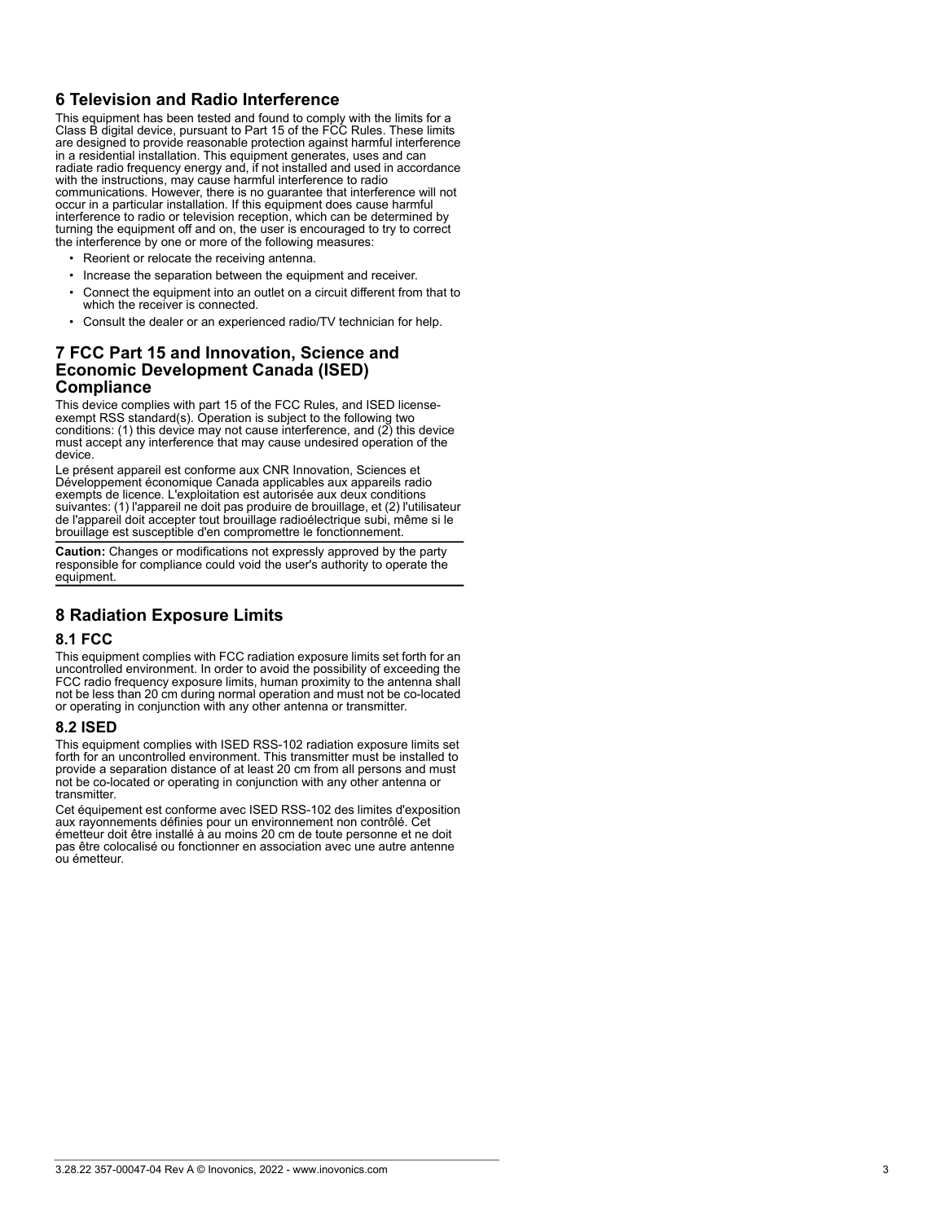## 6 Television and Radio Interference

This equipment has been tested and found to comply with the limits for a Class B digital device, pursuant to Part 15 of the FCC Rules. These limits are designed to provide reasonable protection against harmful interference in a residential installation. This equipment generates, uses and can radiate radio frequency energy and, if not installed and used in accordance with the instructions, may cause harmful interference to radio communications. However, there is no guarantee that interference will not occur in a particular installation. If this equipment does cause harmful interference to radio or television reception, which can be determined by turning the equipment off and on, the user is encouraged to try to correct the interference by one or more of the following measures:

- Reorient or relocate the receiving antenna.
- Increase the separation between the equipment and receiver.
- Connect the equipment into an outlet on a circuit different from that to which the receiver is connected.
- Consult the dealer or an experienced radio/TV technician for help.

## 7 FCC Part 15 and Innovation, Science and Economic Development Canada (ISED) Compliance

This device complies with part 15 of the FCC Rules, and ISED license-exempt RSS standard(s). Operation is subject to the following two conditions: (1) this device may not cause interference, and (2) this device must accept any interference that may cause undesired operation of the device.

Le présent appareil est conforme aux CNR Innovation, Sciences et Développement économique Canada applicables aux appareils radio exempts de licence. L'exploitation est autorisée aux deux conditions suivantes: (1) l'appareil ne doit pas produire de brouillage, et (2) l'utilisateur de l'appareil doit accepter tout brouillage radioélectrique subi, même si le brouillage est susceptible d'en compromettre le fonctionnement.

**Caution:** Changes or modifications not expressly approved by the party responsible for compliance could void the user's authority to operate the equipment.

## 8 Radiation Exposure Limits

### 8.1 FCC

This equipment complies with FCC radiation exposure limits set forth for an uncontrolled environment. In order to avoid the possibility of exceeding the FCC radio frequency exposure limits, human proximity to the antenna shall not be less than 20 cm during normal operation and must not be co-located or operating in conjunction with any other antenna or transmitter.

### 8.2 ISED

This equipment complies with ISED RSS-102 radiation exposure limits set forth for an uncontrolled environment. This transmitter must be installed to provide a separation distance of at least 20 cm from all persons and must not be co-located or operating in conjunction with any other antenna or transmitter.

Cet équipement est conforme avec ISED RSS-102 des limites d'exposition aux rayonnements définies pour un environnement non contrôlé. Cet émetteur doit être installé à au moins 20 cm de toute personne et ne doit pas être colocalisé ou fonctionner en association avec une autre antenne ou émetteur.